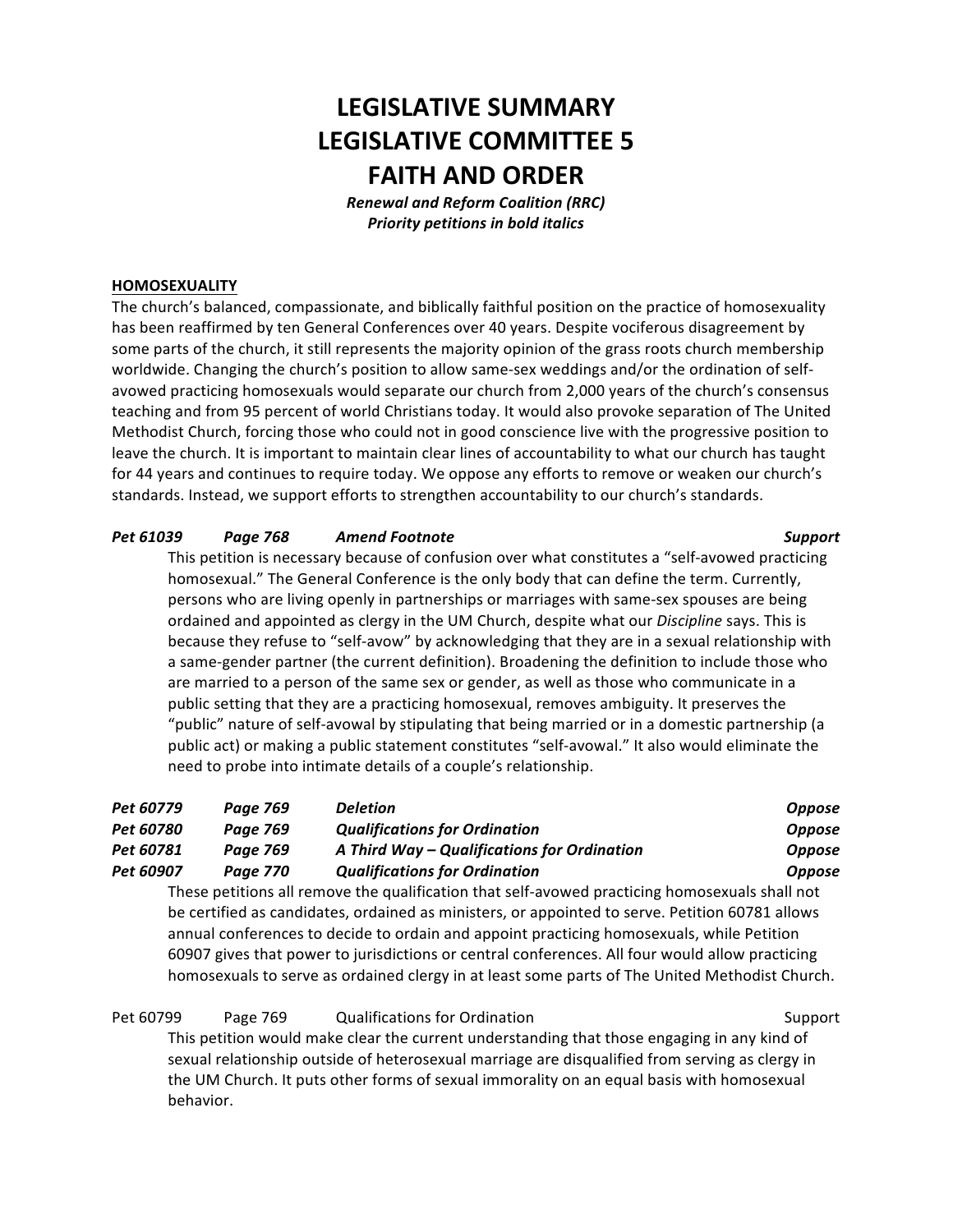# LEGISLATIVE SUMMARY
# LEGISLATIVE COMMITTEE 5
# FAITH AND ORDER

***Renewal and Reform Coalition (RRC)***
***Priority petitions in bold italics***

**HOMOSEXUALITY**

The church's balanced, compassionate, and biblically faithful position on the practice of homosexuality has been reaffirmed by ten General Conferences over 40 years. Despite vociferous disagreement by some parts of the church, it still represents the majority opinion of the grass roots church membership worldwide. Changing the church's position to allow same-sex weddings and/or the ordination of self-avowed practicing homosexuals would separate our church from 2,000 years of the church's consensus teaching and from 95 percent of world Christians today. It would also provoke separation of The United Methodist Church, forcing those who could not in good conscience live with the progressive position to leave the church. It is important to maintain clear lines of accountability to what our church has taught for 44 years and continues to require today. We oppose any efforts to remove or weaken our church's standards. Instead, we support efforts to strengthen accountability to our church's standards.

| | | | |
|---|---|---|---|
| ***Pet 61039*** | ***Page 768*** | ***Amend Footnote*** | ***Support*** |

This petition is necessary because of confusion over what constitutes a "self-avowed practicing homosexual." The General Conference is the only body that can define the term. Currently, persons who are living openly in partnerships or marriages with same-sex spouses are being ordained and appointed as clergy in the UM Church, despite what our *Discipline* says. This is because they refuse to "self-avow" by acknowledging that they are in a sexual relationship with a same-gender partner (the current definition). Broadening the definition to include those who are married to a person of the same sex or gender, as well as those who communicate in a public setting that they are a practicing homosexual, removes ambiguity. It preserves the "public" nature of self-avowal by stipulating that being married or in a domestic partnership (a public act) or making a public statement constitutes "self-avowal." It also would eliminate the need to probe into intimate details of a couple's relationship.

| | | | |
|---|---|---|---|
| ***Pet 60779*** | ***Page 769*** | ***Deletion*** | ***Oppose*** |
| ***Pet 60780*** | ***Page 769*** | ***Qualifications for Ordination*** | ***Oppose*** |
| ***Pet 60781*** | ***Page 769*** | ***A Third Way – Qualifications for Ordination*** | ***Oppose*** |
| ***Pet 60907*** | ***Page 770*** | ***Qualifications for Ordination*** | ***Oppose*** |

These petitions all remove the qualification that self-avowed practicing homosexuals shall not be certified as candidates, ordained as ministers, or appointed to serve. Petition 60781 allows annual conferences to decide to ordain and appoint practicing homosexuals, while Petition 60907 gives that power to jurisdictions or central conferences. All four would allow practicing homosexuals to serve as ordained clergy in at least some parts of The United Methodist Church.

| | | | |
|---|---|---|---|
| Pet 60799 | Page 769 | Qualifications for Ordination | Support |

This petition would make clear the current understanding that those engaging in any kind of sexual relationship outside of heterosexual marriage are disqualified from serving as clergy in the UM Church. It puts other forms of sexual immorality on an equal basis with homosexual behavior.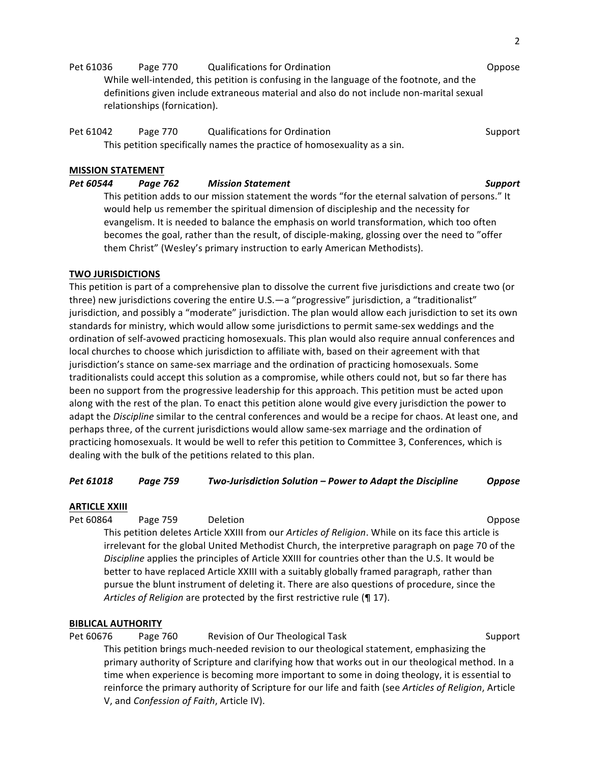Pet 61036 Page 770 Qualifications for Ordination Oppose

While well-intended, this petition is confusing in the language of the footnote, and the definitions given include extraneous material and also do not include non-marital sexual relationships (fornication).

Pet 61042 Page 770 Qualifications for Ordination Support

This petition specifically names the practice of homosexuality as a sin.

**MISSION STATEMENT**

***Pet 60544 Page 762 Mission Statement Support***

This petition adds to our mission statement the words "for the eternal salvation of persons." It would help us remember the spiritual dimension of discipleship and the necessity for evangelism. It is needed to balance the emphasis on world transformation, which too often becomes the goal, rather than the result, of disciple-making, glossing over the need to "offer them Christ" (Wesley's primary instruction to early American Methodists).

**TWO JURISDICTIONS**

This petition is part of a comprehensive plan to dissolve the current five jurisdictions and create two (or three) new jurisdictions covering the entire U.S.—a "progressive" jurisdiction, a "traditionalist" jurisdiction, and possibly a "moderate" jurisdiction. The plan would allow each jurisdiction to set its own standards for ministry, which would allow some jurisdictions to permit same-sex weddings and the ordination of self-avowed practicing homosexuals. This plan would also require annual conferences and local churches to choose which jurisdiction to affiliate with, based on their agreement with that jurisdiction's stance on same-sex marriage and the ordination of practicing homosexuals. Some traditionalists could accept this solution as a compromise, while others could not, but so far there has been no support from the progressive leadership for this approach. This petition must be acted upon along with the rest of the plan. To enact this petition alone would give every jurisdiction the power to adapt the *Discipline* similar to the central conferences and would be a recipe for chaos. At least one, and perhaps three, of the current jurisdictions would allow same-sex marriage and the ordination of practicing homosexuals. It would be well to refer this petition to Committee 3, Conferences, which is dealing with the bulk of the petitions related to this plan.

***Pet 61018 Page 759 Two-Jurisdiction Solution – Power to Adapt the Discipline Oppose***

**ARTICLE XXIII**

Pet 60864 Page 759 Deletion Oppose

This petition deletes Article XXIII from our *Articles of Religion*. While on its face this article is irrelevant for the global United Methodist Church, the interpretive paragraph on page 70 of the *Discipline* applies the principles of Article XXIII for countries other than the U.S. It would be better to have replaced Article XXIII with a suitably globally framed paragraph, rather than pursue the blunt instrument of deleting it. There are also questions of procedure, since the *Articles of Religion* are protected by the first restrictive rule (¶ 17).

**BIBLICAL AUTHORITY**

Pet 60676 Page 760 Revision of Our Theological Task Support

This petition brings much-needed revision to our theological statement, emphasizing the primary authority of Scripture and clarifying how that works out in our theological method. In a time when experience is becoming more important to some in doing theology, it is essential to reinforce the primary authority of Scripture for our life and faith (see *Articles of Religion*, Article V, and *Confession of Faith*, Article IV).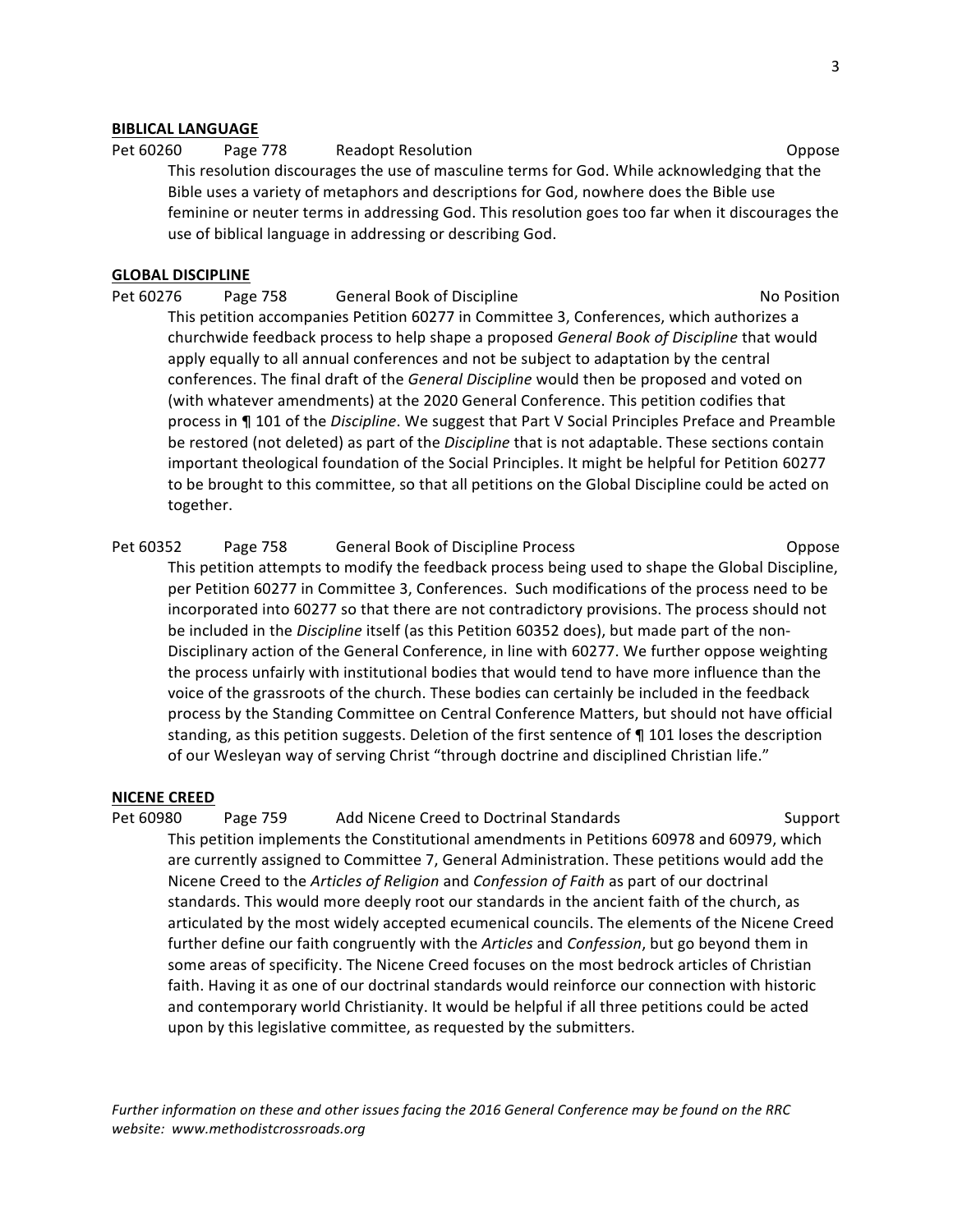**BIBLICAL LANGUAGE**

Pet 60260 Page 778 Readopt Resolution Oppose

This resolution discourages the use of masculine terms for God. While acknowledging that the Bible uses a variety of metaphors and descriptions for God, nowhere does the Bible use feminine or neuter terms in addressing God. This resolution goes too far when it discourages the use of biblical language in addressing or describing God.

**GLOBAL DISCIPLINE**

Pet 60276 Page 758 General Book of Discipline No Position

This petition accompanies Petition 60277 in Committee 3, Conferences, which authorizes a churchwide feedback process to help shape a proposed *General Book of Discipline* that would apply equally to all annual conferences and not be subject to adaptation by the central conferences. The final draft of the *General Discipline* would then be proposed and voted on (with whatever amendments) at the 2020 General Conference. This petition codifies that process in ¶ 101 of the *Discipline*. We suggest that Part V Social Principles Preface and Preamble be restored (not deleted) as part of the *Discipline* that is not adaptable. These sections contain important theological foundation of the Social Principles. It might be helpful for Petition 60277 to be brought to this committee, so that all petitions on the Global Discipline could be acted on together.

Pet 60352 Page 758 General Book of Discipline Process Oppose

This petition attempts to modify the feedback process being used to shape the Global Discipline, per Petition 60277 in Committee 3, Conferences. Such modifications of the process need to be incorporated into 60277 so that there are not contradictory provisions. The process should not be included in the *Discipline* itself (as this Petition 60352 does), but made part of the non-Disciplinary action of the General Conference, in line with 60277. We further oppose weighting the process unfairly with institutional bodies that would tend to have more influence than the voice of the grassroots of the church. These bodies can certainly be included in the feedback process by the Standing Committee on Central Conference Matters, but should not have official standing, as this petition suggests. Deletion of the first sentence of ¶ 101 loses the description of our Wesleyan way of serving Christ "through doctrine and disciplined Christian life."

**NICENE CREED**

Pet 60980 Page 759 Add Nicene Creed to Doctrinal Standards Support

This petition implements the Constitutional amendments in Petitions 60978 and 60979, which are currently assigned to Committee 7, General Administration. These petitions would add the Nicene Creed to the *Articles of Religion* and *Confession of Faith* as part of our doctrinal standards. This would more deeply root our standards in the ancient faith of the church, as articulated by the most widely accepted ecumenical councils. The elements of the Nicene Creed further define our faith congruently with the *Articles* and *Confession*, but go beyond them in some areas of specificity. The Nicene Creed focuses on the most bedrock articles of Christian faith. Having it as one of our doctrinal standards would reinforce our connection with historic and contemporary world Christianity. It would be helpful if all three petitions could be acted upon by this legislative committee, as requested by the submitters.

*Further information on these and other issues facing the 2016 General Conference may be found on the RRC website: www.methodistcrossroads.org*